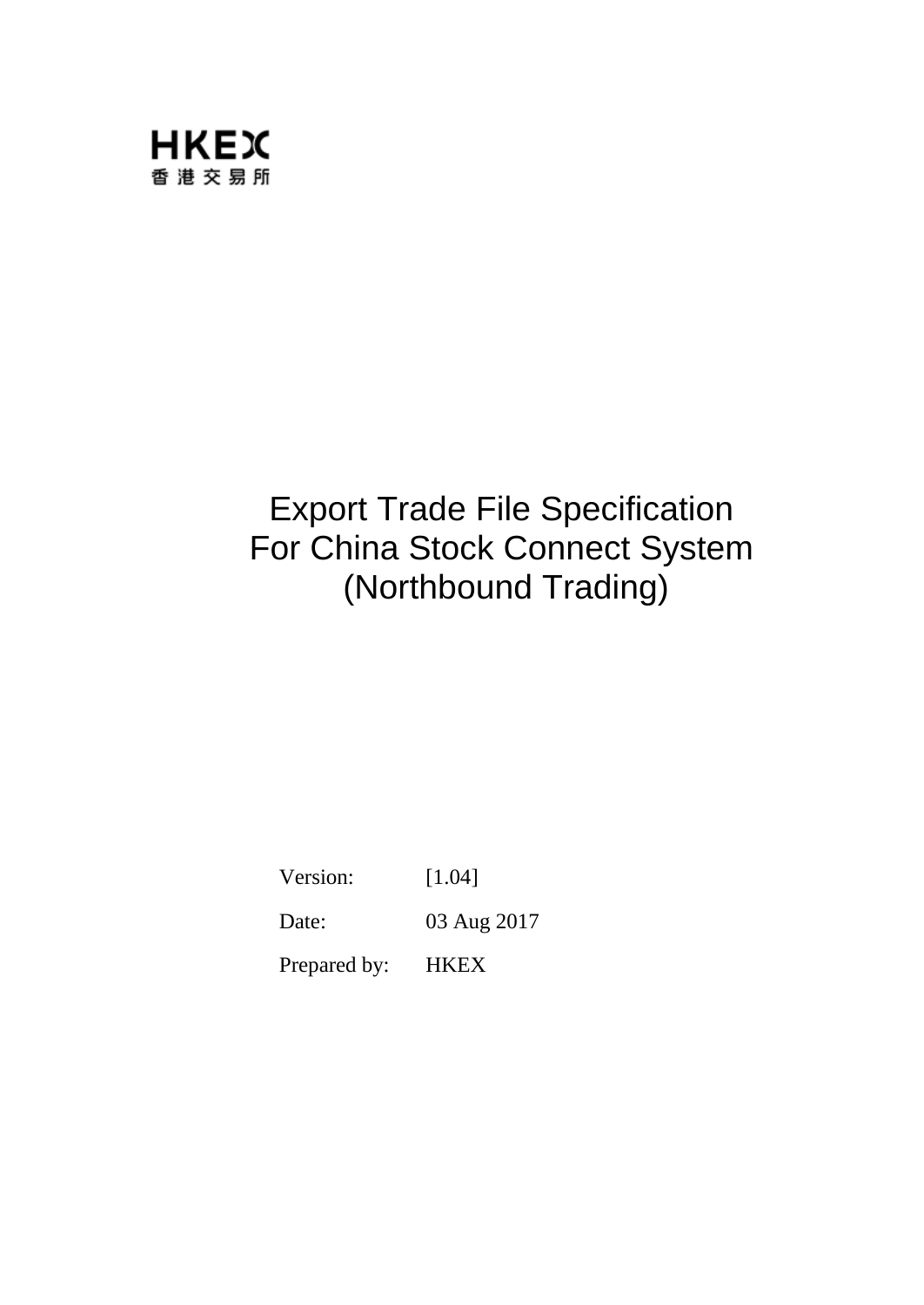HKEX
香港交易所

# Export Trade File Specification For China Stock Connect System (Northbound Trading)

| | |
|---|---|
| Version: | [1.04] |
| Date: | 03 Aug 2017 |
| Prepared by: | HKEX |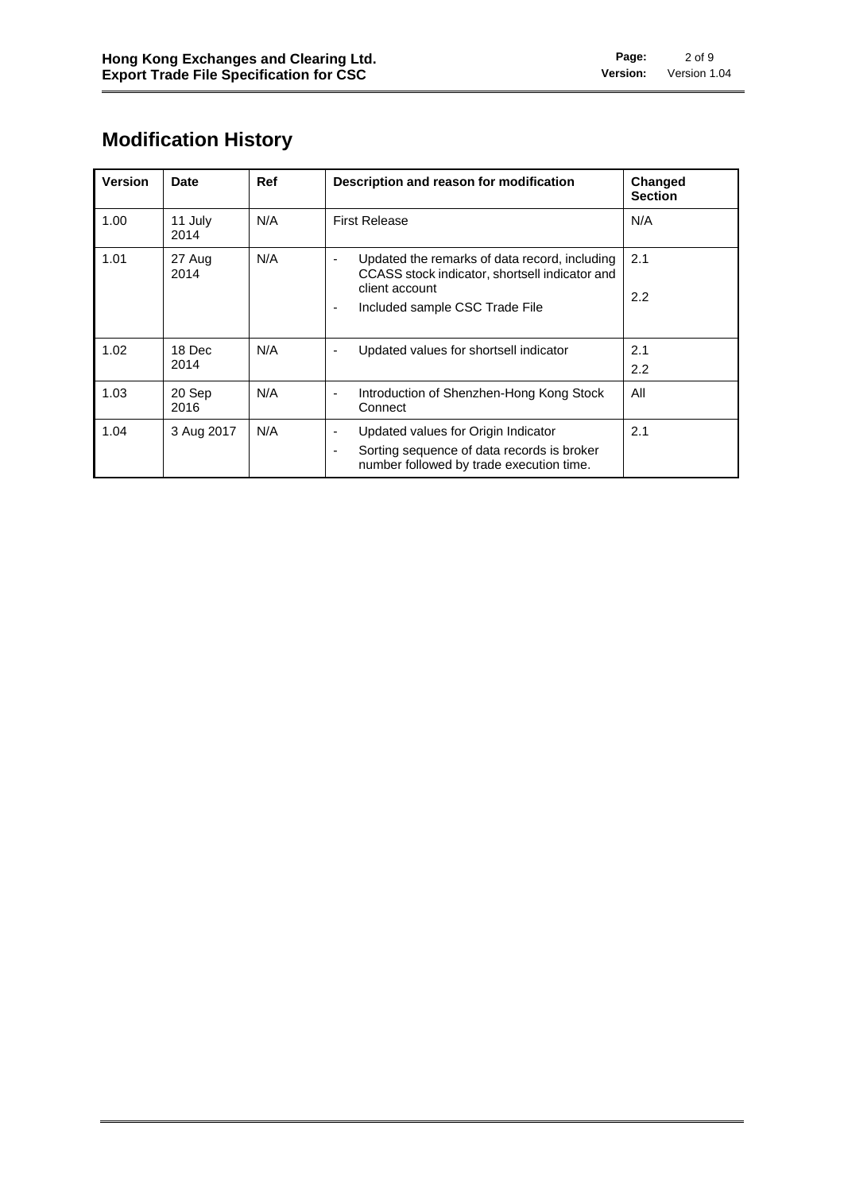# Modification History

| Version | Date | Ref | Description and reason for modification | Changed Section |
|---|---|---|---|---|
| 1.00 | 11 July 2014 | N/A | First Release | N/A |
| 1.01 | 27 Aug 2014 | N/A | - Updated the remarks of data record, including CCASS stock indicator, shortsell indicator and client account<br>- Included sample CSC Trade File | 2.1<br>2.2 |
| 1.02 | 18 Dec 2014 | N/A | - Updated values for shortsell indicator | 2.1<br>2.2 |
| 1.03 | 20 Sep 2016 | N/A | - Introduction of Shenzhen-Hong Kong Stock Connect | All |
| 1.04 | 3 Aug 2017 | N/A | - Updated values for Origin Indicator<br>- Sorting sequence of data records is broker number followed by trade execution time. | 2.1 |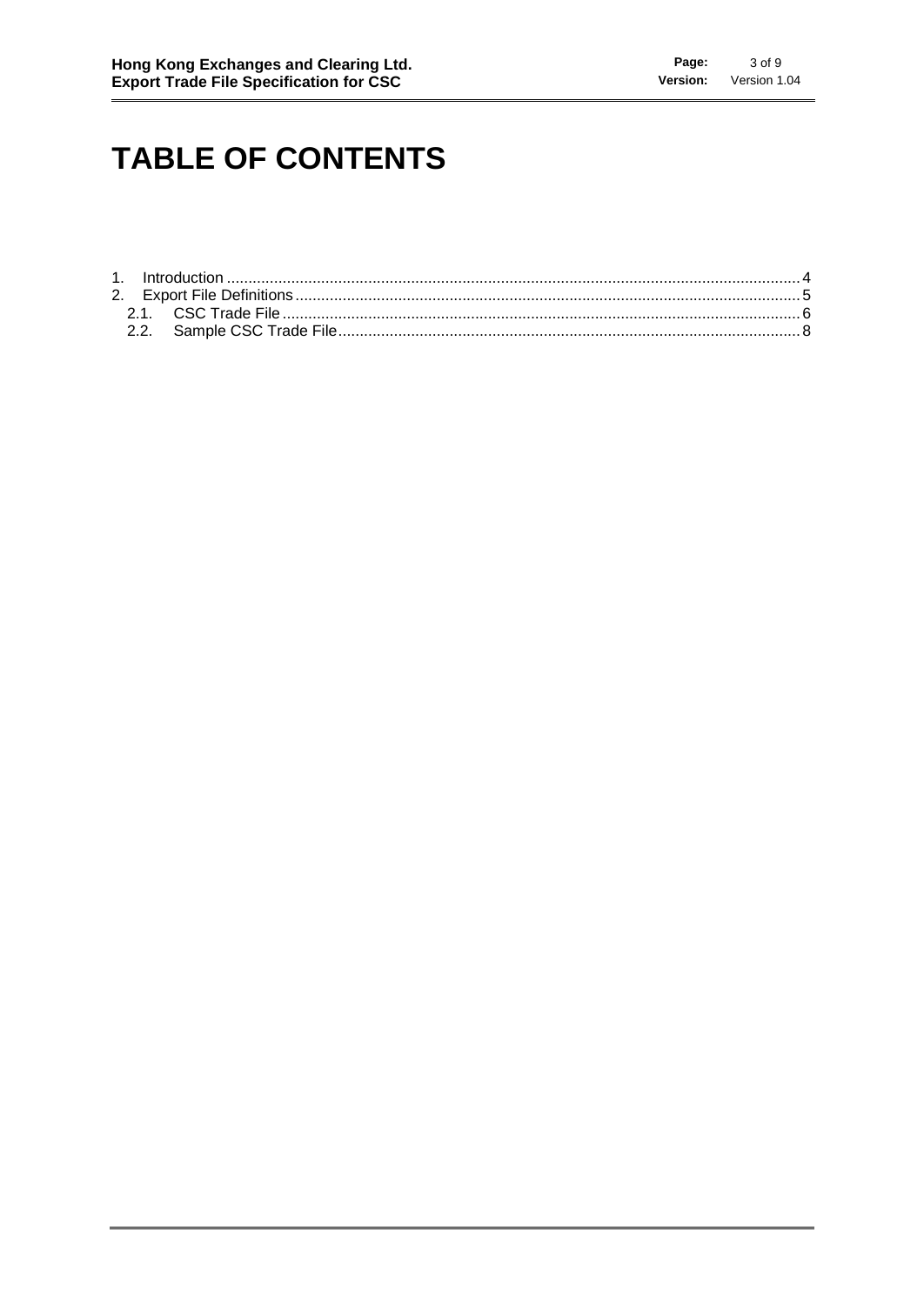# TABLE OF CONTENTS

1. Introduction .......... 4
2. Export File Definitions .......... 5
   - 2.1. CSC Trade File .......... 6
   - 2.2. Sample CSC Trade File .......... 8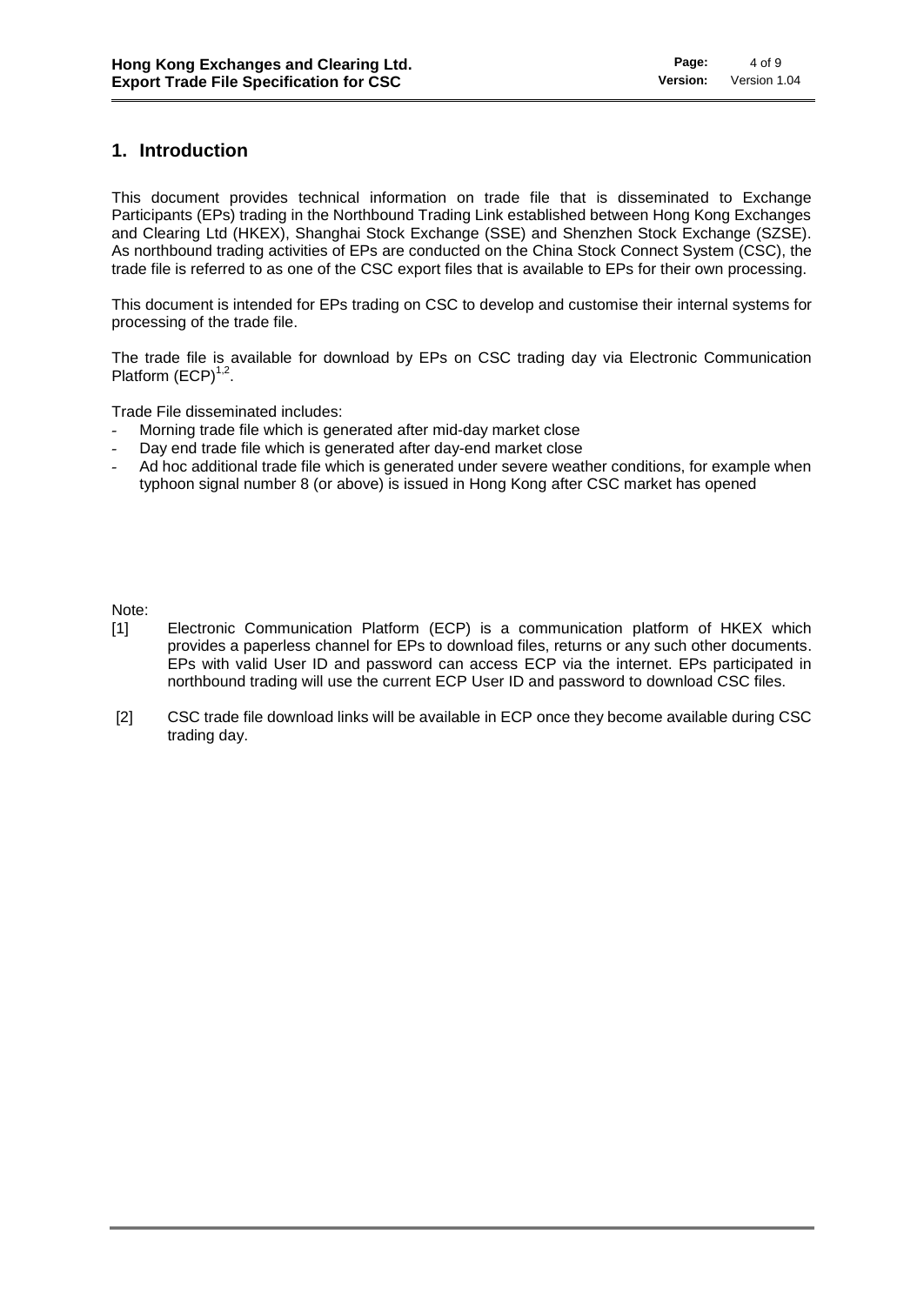# 1. Introduction

This document provides technical information on trade file that is disseminated to Exchange Participants (EPs) trading in the Northbound Trading Link established between Hong Kong Exchanges and Clearing Ltd (HKEX), Shanghai Stock Exchange (SSE) and Shenzhen Stock Exchange (SZSE). As northbound trading activities of EPs are conducted on the China Stock Connect System (CSC), the trade file is referred to as one of the CSC export files that is available to EPs for their own processing.

This document is intended for EPs trading on CSC to develop and customise their internal systems for processing of the trade file.

The trade file is available for download by EPs on CSC trading day via Electronic Communication Platform (ECP)[1,2].

Trade File disseminated includes:

- Morning trade file which is generated after mid-day market close
- Day end trade file which is generated after day-end market close
- Ad hoc additional trade file which is generated under severe weather conditions, for example when typhoon signal number 8 (or above) is issued in Hong Kong after CSC market has opened

Note:

[1] Electronic Communication Platform (ECP) is a communication platform of HKEX which provides a paperless channel for EPs to download files, returns or any such other documents. EPs with valid User ID and password can access ECP via the internet. EPs participated in northbound trading will use the current ECP User ID and password to download CSC files.

[2] CSC trade file download links will be available in ECP once they become available during CSC trading day.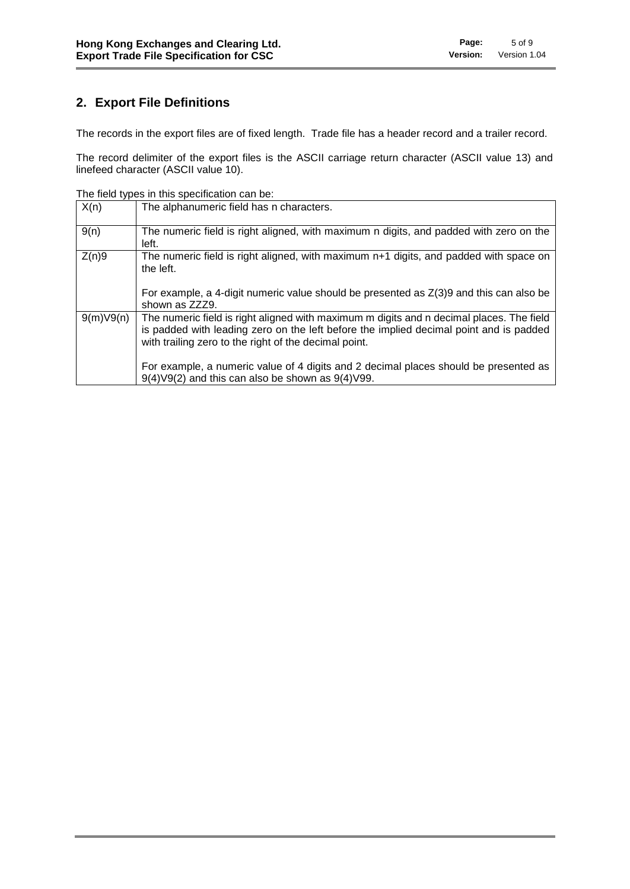## 2. Export File Definitions

The records in the export files are of fixed length. Trade file has a header record and a trailer record.

The record delimiter of the export files is the ASCII carriage return character (ASCII value 13) and linefeed character (ASCII value 10).

The field types in this specification can be:

| | |
|---|---|
| X(n) | The alphanumeric field has n characters. |
| 9(n) | The numeric field is right aligned, with maximum n digits, and padded with zero on the left. |
| Z(n)9 | The numeric field is right aligned, with maximum n+1 digits, and padded with space on the left.<br><br>For example, a 4-digit numeric value should be presented as Z(3)9 and this can also be shown as ZZZ9. |
| 9(m)V9(n) | The numeric field is right aligned with maximum m digits and n decimal places. The field is padded with leading zero on the left before the implied decimal point and is padded with trailing zero to the right of the decimal point.<br><br>For example, a numeric value of 4 digits and 2 decimal places should be presented as 9(4)V9(2) and this can also be shown as 9(4)V99. |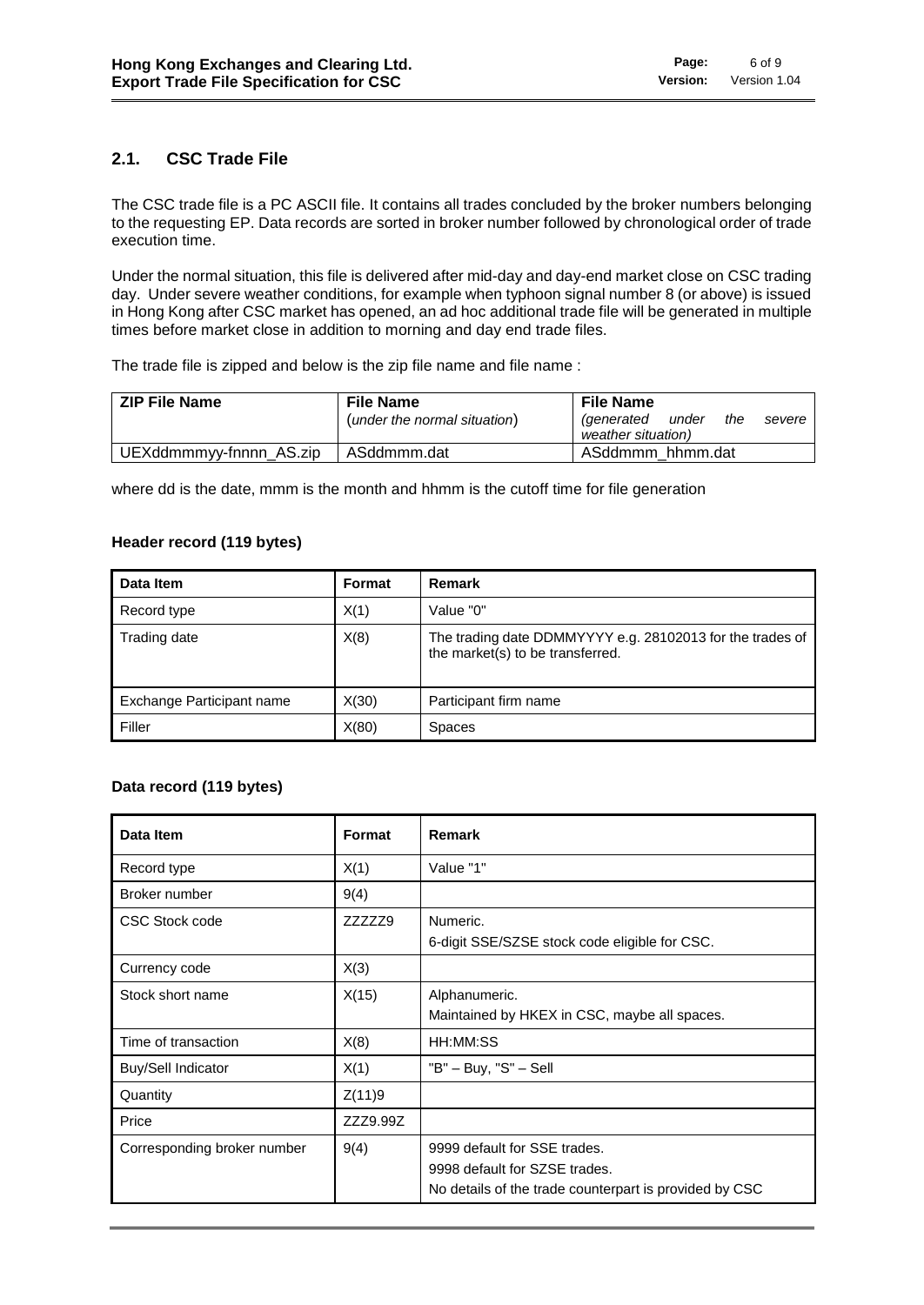## 2.1. CSC Trade File

The CSC trade file is a PC ASCII file. It contains all trades concluded by the broker numbers belonging to the requesting EP. Data records are sorted in broker number followed by chronological order of trade execution time.

Under the normal situation, this file is delivered after mid-day and day-end market close on CSC trading day. Under severe weather conditions, for example when typhoon signal number 8 (or above) is issued in Hong Kong after CSC market has opened, an ad hoc additional trade file will be generated in multiple times before market close in addition to morning and day end trade files.

The trade file is zipped and below is the zip file name and file name :

| ZIP File Name | File Name (*under the normal situation*) | File Name (*generated under the severe weather situation*) |
|---|---|---|
| UEXddmmmyy-fnnnn_AS.zip | ASddmmm.dat | ASddmmm_hhmm.dat |

where dd is the date, mmm is the month and hhmm is the cutoff time for file generation

**Header record (119 bytes)**

| Data Item | Format | Remark |
|---|---|---|
| Record type | X(1) | Value "0" |
| Trading date | X(8) | The trading date DDMMYYYY e.g. 28102013 for the trades of the market(s) to be transferred. |
| Exchange Participant name | X(30) | Participant firm name |
| Filler | X(80) | Spaces |

**Data record (119 bytes)**

| Data Item | Format | Remark |
|---|---|---|
| Record type | X(1) | Value "1" |
| Broker number | 9(4) | |
| CSC Stock code | ZZZZZ9 | Numeric.<br>6-digit SSE/SZSE stock code eligible for CSC. |
| Currency code | X(3) | |
| Stock short name | X(15) | Alphanumeric.<br>Maintained by HKEX in CSC, maybe all spaces. |
| Time of transaction | X(8) | HH:MM:SS |
| Buy/Sell Indicator | X(1) | "B" – Buy, "S" – Sell |
| Quantity | Z(11)9 | |
| Price | ZZZ9.99Z | |
| Corresponding broker number | 9(4) | 9999 default for SSE trades.<br>9998 default for SZSE trades.<br>No details of the trade counterpart is provided by CSC |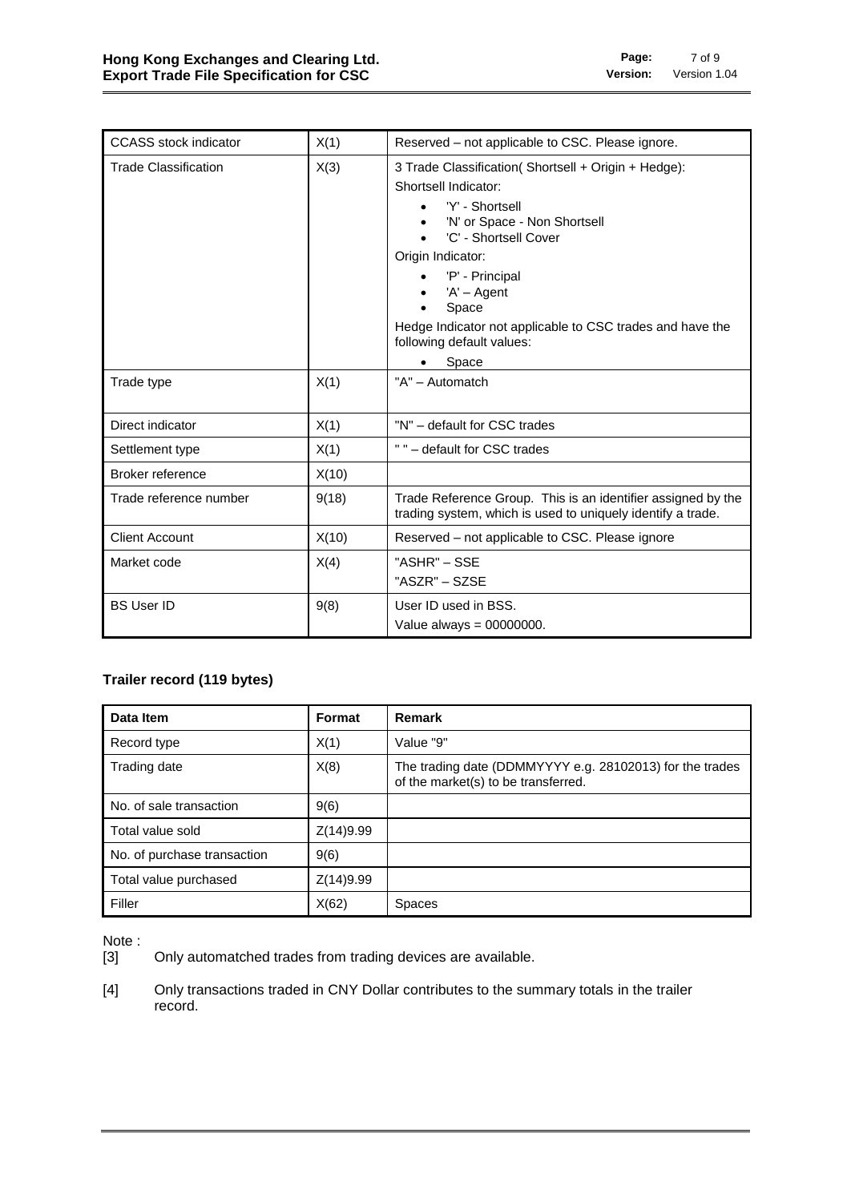| | | |
|---|---|---|
| CCASS stock indicator | X(1) | Reserved – not applicable to CSC. Please ignore. |
| Trade Classification | X(3) | 3 Trade Classification( Shortsell + Origin + Hedge):<br>Shortsell Indicator:<br>• 'Y' - Shortsell<br>• 'N' or Space - Non Shortsell<br>• 'C' - Shortsell Cover<br>Origin Indicator:<br>• 'P' - Principal<br>• 'A' – Agent<br>• Space<br>Hedge Indicator not applicable to CSC trades and have the following default values:<br>• Space |
| Trade type | X(1) | "A" – Automatch |
| Direct indicator | X(1) | "N" – default for CSC trades |
| Settlement type | X(1) | " " – default for CSC trades |
| Broker reference | X(10) | |
| Trade reference number | 9(18) | Trade Reference Group. This is an identifier assigned by the trading system, which is used to uniquely identify a trade. |
| Client Account | X(10) | Reserved – not applicable to CSC. Please ignore |
| Market code | X(4) | "ASHR" – SSE<br>"ASZR" – SZSE |
| BS User ID | 9(8) | User ID used in BSS.<br>Value always = 00000000. |

**Trailer record (119 bytes)**

| Data Item | Format | Remark |
|---|---|---|
| Record type | X(1) | Value "9" |
| Trading date | X(8) | The trading date (DDMMYYYY e.g. 28102013) for the trades of the market(s) to be transferred. |
| No. of sale transaction | 9(6) | |
| Total value sold | Z(14)9.99 | |
| No. of purchase transaction | 9(6) | |
| Total value purchased | Z(14)9.99 | |
| Filler | X(62) | Spaces |

Note :

[3] Only automatched trades from trading devices are available.

[4] Only transactions traded in CNY Dollar contributes to the summary totals in the trailer record.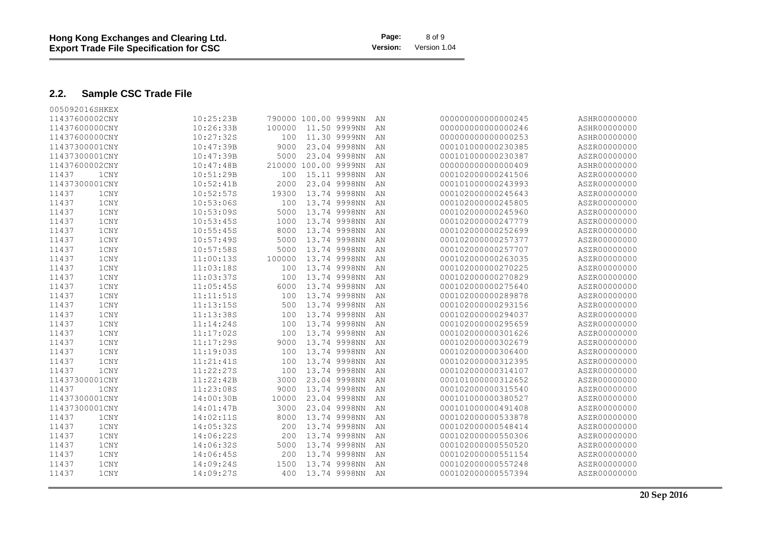## 2.2. Sample CSC Trade File

```
005092016SHKEX
11437600002CNY          10:25:23B    790000 100.00 9999NN  AN          000000000000000245          ASHR00000000
11437600000CNY          10:26:33B    100000  11.50 9999NN  AN          000000000000000246          ASHR00000000
11437600000CNY          10:27:32S       100  11.30 9999NN  AN          000000000000000253          ASHR00000000
11437300001CNY          10:47:39B      9000  23.04 9998NN  AN          000101000000230385          ASZR00000000
11437300001CNY          10:47:39B      5000  23.04 9998NN  AN          000101000000230387          ASZR00000000
11437600002CNY          10:47:48B    210000 100.00 9999NN  AN          000000000000000409          ASHR00000000
11437      1CNY         10:51:29B       100  15.11 9998NN  AN          000102000000241506          ASZR00000000
11437300001CNY          10:52:41B      2000  23.04 9998NN  AN          000101000000243993          ASZR00000000
11437      1CNY         10:52:57S     19300  13.74 9998NN  AN          000102000000245643          ASZR00000000
11437      1CNY         10:53:06S       100  13.74 9998NN  AN          000102000000245805          ASZR00000000
11437      1CNY         10:53:09S      5000  13.74 9998NN  AN          000102000000245960          ASZR00000000
11437      1CNY         10:53:45S      1000  13.74 9998NN  AN          000102000000247779          ASZR00000000
11437      1CNY         10:55:45S      8000  13.74 9998NN  AN          000102000000252699          ASZR00000000
11437      1CNY         10:57:49S      5000  13.74 9998NN  AN          000102000000257377          ASZR00000000
11437      1CNY         10:57:58S      5000  13.74 9998NN  AN          000102000000257707          ASZR00000000
11437      1CNY         11:00:13S    100000  13.74 9998NN  AN          000102000000263035          ASZR00000000
11437      1CNY         11:03:18S       100  13.74 9998NN  AN          000102000000270225          ASZR00000000
11437      1CNY         11:03:37S       100  13.74 9998NN  AN          000102000000270829          ASZR00000000
11437      1CNY         11:05:45S      6000  13.74 9998NN  AN          000102000000275640          ASZR00000000
11437      1CNY         11:11:51S       100  13.74 9998NN  AN          000102000000289878          ASZR00000000
11437      1CNY         11:13:15S       500  13.74 9998NN  AN          000102000000293156          ASZR00000000
11437      1CNY         11:13:38S       100  13.74 9998NN  AN          000102000000294037          ASZR00000000
11437      1CNY         11:14:24S       100  13.74 9998NN  AN          000102000000295659          ASZR00000000
11437      1CNY         11:17:02S       100  13.74 9998NN  AN          000102000000301626          ASZR00000000
11437      1CNY         11:17:29S      9000  13.74 9998NN  AN          000102000000302679          ASZR00000000
11437      1CNY         11:19:03S       100  13.74 9998NN  AN          000102000000306400          ASZR00000000
11437      1CNY         11:21:41S       100  13.74 9998NN  AN          000102000000312395          ASZR00000000
11437      1CNY         11:22:27S       100  13.74 9998NN  AN          000102000000314107          ASZR00000000
11437300001CNY          11:22:42B      3000  23.04 9998NN  AN          000101000000312652          ASZR00000000
11437      1CNY         11:23:08S      9000  13.74 9998NN  AN          000102000000315540          ASZR00000000
11437300001CNY          14:00:30B     10000  23.04 9998NN  AN          000101000000380527          ASZR00000000
11437300001CNY          14:01:47B      3000  23.04 9998NN  AN          000101000000491408          ASZR00000000
11437      1CNY         14:02:11S      8000  13.74 9998NN  AN          000102000000533878          ASZR00000000
11437      1CNY         14:05:32S       200  13.74 9998NN  AN          000102000000548414          ASZR00000000
11437      1CNY         14:06:22S       200  13.74 9998NN  AN          000102000000550306          ASZR00000000
11437      1CNY         14:06:32S      5000  13.74 9998NN  AN          000102000000550520          ASZR00000000
11437      1CNY         14:06:45S       200  13.74 9998NN  AN          000102000000551154          ASZR00000000
11437      1CNY         14:09:24S      1500  13.74 9998NN  AN          000102000000557248          ASZR00000000
11437      1CNY         14:09:27S       400  13.74 9998NN  AN          000102000000557394          ASZR00000000
```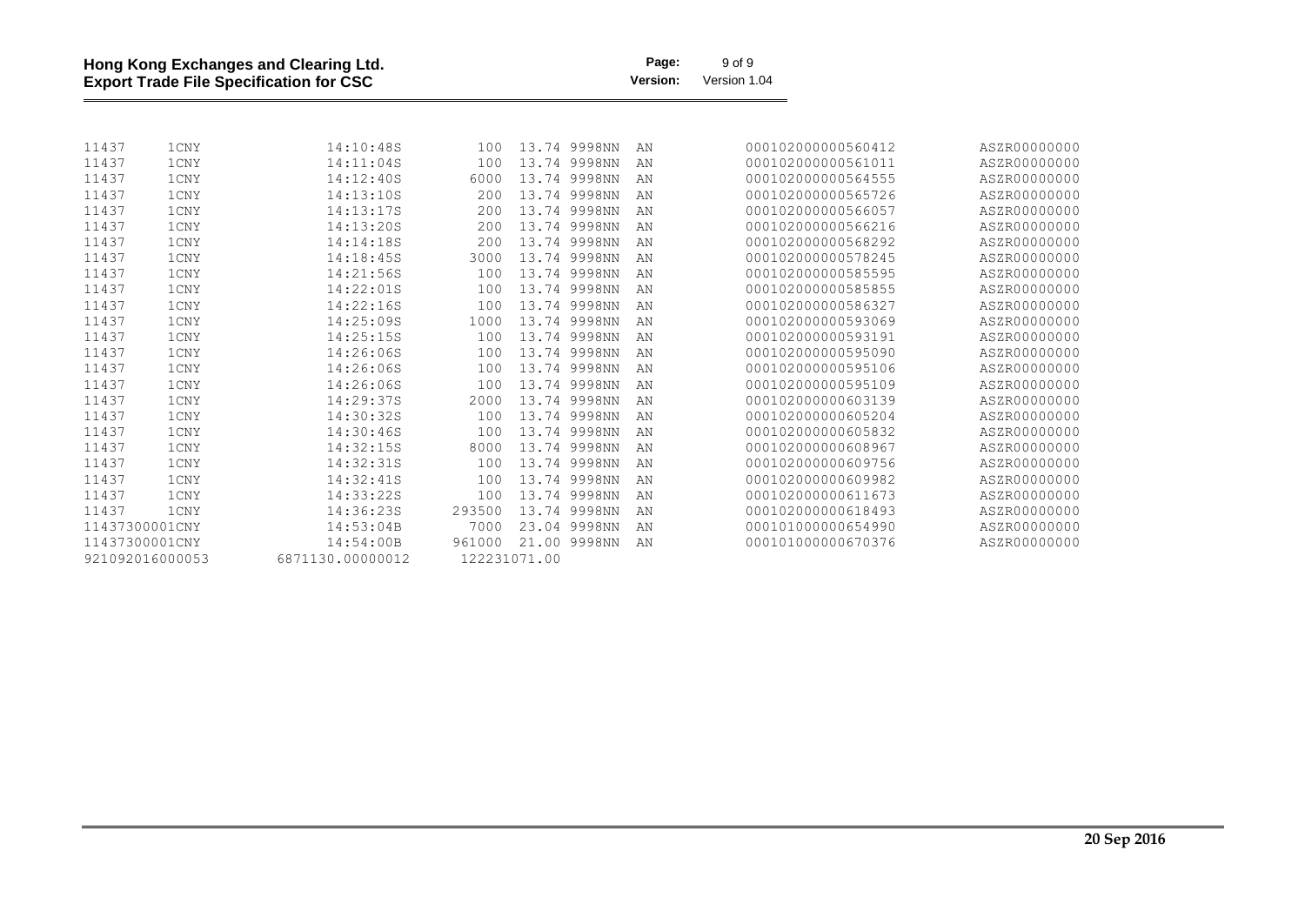```
11437     1CNY          14:10:48S     100  13.74 9998NN  AN        000102000000560412     ASZR00000000
11437     1CNY          14:11:04S     100  13.74 9998NN  AN        000102000000561011     ASZR00000000
11437     1CNY          14:12:40S    6000  13.74 9998NN  AN        000102000000564555     ASZR00000000
11437     1CNY          14:13:10S     200  13.74 9998NN  AN        000102000000565726     ASZR00000000
11437     1CNY          14:13:17S     200  13.74 9998NN  AN        000102000000566057     ASZR00000000
11437     1CNY          14:13:20S     200  13.74 9998NN  AN        000102000000566216     ASZR00000000
11437     1CNY          14:14:18S     200  13.74 9998NN  AN        000102000000568292     ASZR00000000
11437     1CNY          14:18:45S    3000  13.74 9998NN  AN        000102000000578245     ASZR00000000
11437     1CNY          14:21:56S     100  13.74 9998NN  AN        000102000000585595     ASZR00000000
11437     1CNY          14:22:01S     100  13.74 9998NN  AN        000102000000585855     ASZR00000000
11437     1CNY          14:22:16S     100  13.74 9998NN  AN        000102000000586327     ASZR00000000
11437     1CNY          14:25:09S    1000  13.74 9998NN  AN        000102000000593069     ASZR00000000
11437     1CNY          14:25:15S     100  13.74 9998NN  AN        000102000000593191     ASZR00000000
11437     1CNY          14:26:06S     100  13.74 9998NN  AN        000102000000595090     ASZR00000000
11437     1CNY          14:26:06S     100  13.74 9998NN  AN        000102000000595106     ASZR00000000
11437     1CNY          14:26:06S     100  13.74 9998NN  AN        000102000000595109     ASZR00000000
11437     1CNY          14:29:37S    2000  13.74 9998NN  AN        000102000000603139     ASZR00000000
11437     1CNY          14:30:32S     100  13.74 9998NN  AN        000102000000605204     ASZR00000000
11437     1CNY          14:30:46S     100  13.74 9998NN  AN        000102000000605832     ASZR00000000
11437     1CNY          14:32:15S    8000  13.74 9998NN  AN        000102000000608967     ASZR00000000
11437     1CNY          14:32:31S     100  13.74 9998NN  AN        000102000000609756     ASZR00000000
11437     1CNY          14:32:41S     100  13.74 9998NN  AN        000102000000609982     ASZR00000000
11437     1CNY          14:33:22S     100  13.74 9998NN  AN        000102000000611673     ASZR00000000
11437     1CNY          14:36:23S  293500  13.74 9998NN  AN        000102000000618493     ASZR00000000
11437300001CNY          14:53:04B    7000  23.04 9998NN  AN        000101000000654990     ASZR00000000
11437300001CNY          14:54:00B  961000  21.00 9998NN  AN        000101000000670376     ASZR00000000
921092016000053   6871130.00000012   122231071.00
```